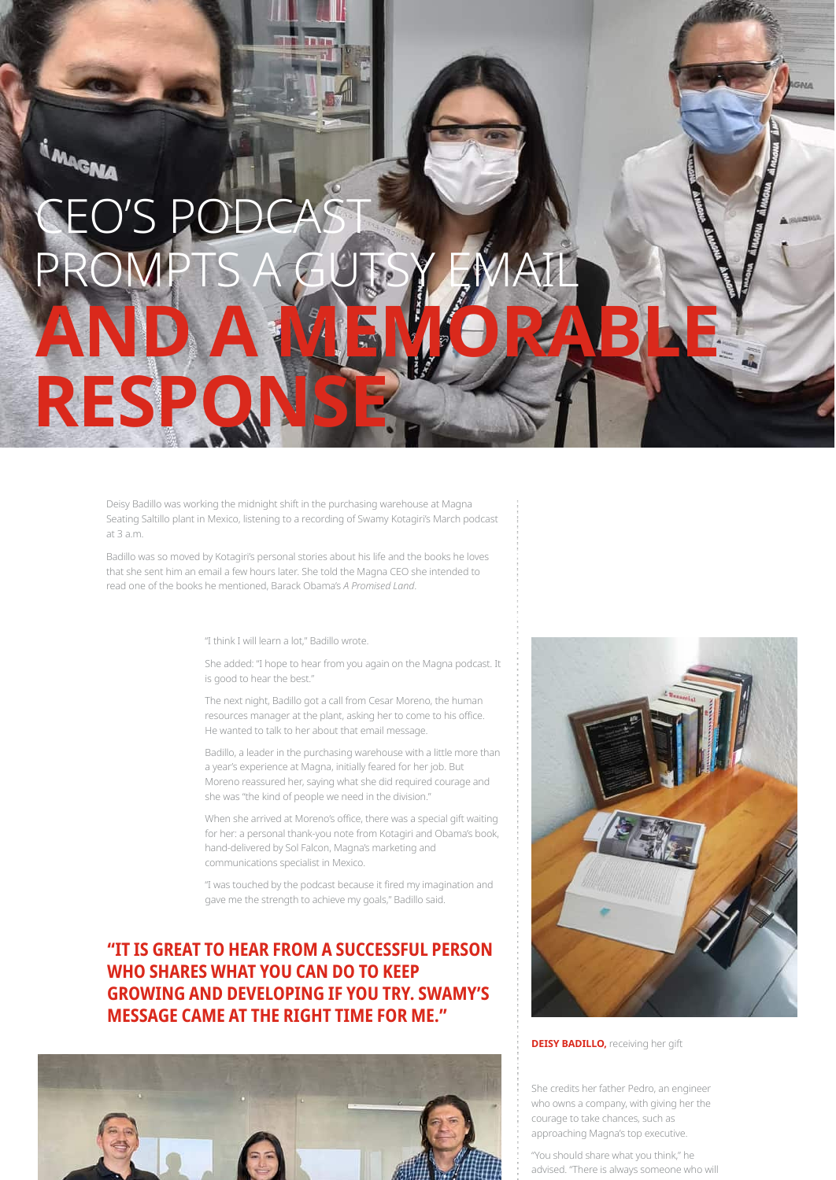# CEO'S PODCAST PROMPTS A GUTSY EMAIL AND A MEMORABLE RESPONSE

Deisy Badillo was working the midnight shift in the purchasing warehouse at Magna Seating Saltillo plant in Mexico, listening to a recording of Swamy Kotagiri's March podcast at 3 a.m.

Badillo was so moved by Kotagiri's personal stories about his life and the books he loves that she sent him an email a few hours later. She told the Magna CEO she intended to read one of the books he mentioned, Barack Obama's *A Promised Land*.

"I think I will learn a lot," Badillo wrote.

She added: "I hope to hear from you again on the Magna podcast. It is good to hear the best."

The next night, Badillo got a call from Cesar Moreno, the human resources manager at the plant, asking her to come to his office. He wanted to talk to her about that email message.

Badillo, a leader in the purchasing warehouse with a little more than a year's experience at Magna, initially feared for her job. But Moreno reassured her, saying what she did required courage and she was "the kind of people we need in the division."

When she arrived at Moreno's office, there was a special gift waiting for her: a personal thank-you note from Kotagiri and Obama's book, hand-delivered by Sol Falcon, Magna's marketing and communications specialist in Mexico.

"I was touched by the podcast because it fired my imagination and gave me the strength to achieve my goals," Badillo said.

**"IT IS GREAT TO HEAR FROM A SUCCESSFUL PERSON WHO SHARES WHAT YOU CAN DO TO KEEP GROWING AND DEVELOPING IF YOU TRY. SWAMY'S MESSAGE CAME AT THE RIGHT TIME FOR ME."**

**DEISY BADILLO,** receiving her gift

She credits her father Pedro, an engineer who owns a company, with giving her the courage to take chances, such as approaching Magna's top executive.

"You should share what you think," he advised. "There is always someone who will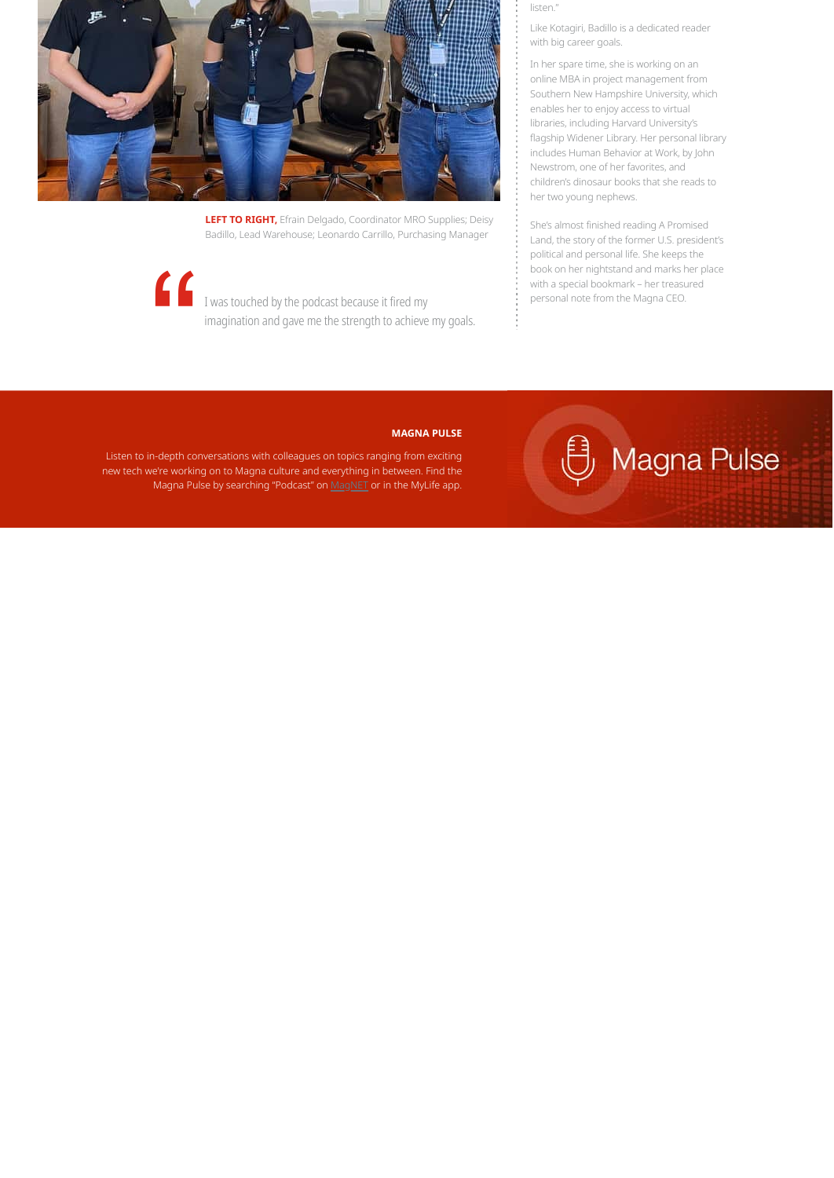**LEFT TO RIGHT,** Efrain Delgado, Coordinator MRO Supplies; Deisy Badillo, Lead Warehouse; Leonardo Carrillo, Purchasing Manager

> I was touched by the podcast because it fired my imagination and gave me the strength to achieve my goals.

listen."

Like Kotagiri, Badillo is a dedicated reader with big career goals.

In her spare time, she is working on an online MBA in project management from Southern New Hampshire University, which enables her to enjoy access to virtual libraries, including Harvard University's flagship Widener Library. Her personal library includes Human Behavior at Work, by John Newstrom, one of her favorites, and children's dinosaur books that she reads to her two young nephews.

She's almost finished reading A Promised Land, the story of the former U.S. president's political and personal life. She keeps the book on her nightstand and marks her place with a special bookmark – her treasured personal note from the Magna CEO.

**MAGNA PULSE**

Listen to in-depth conversations with colleagues on topics ranging from exciting new tech we're working on to Magna culture and everything in between. Find the Magna Pulse by searching "Podcast" on MagNET or in the MyLife app.

Magna Pulse